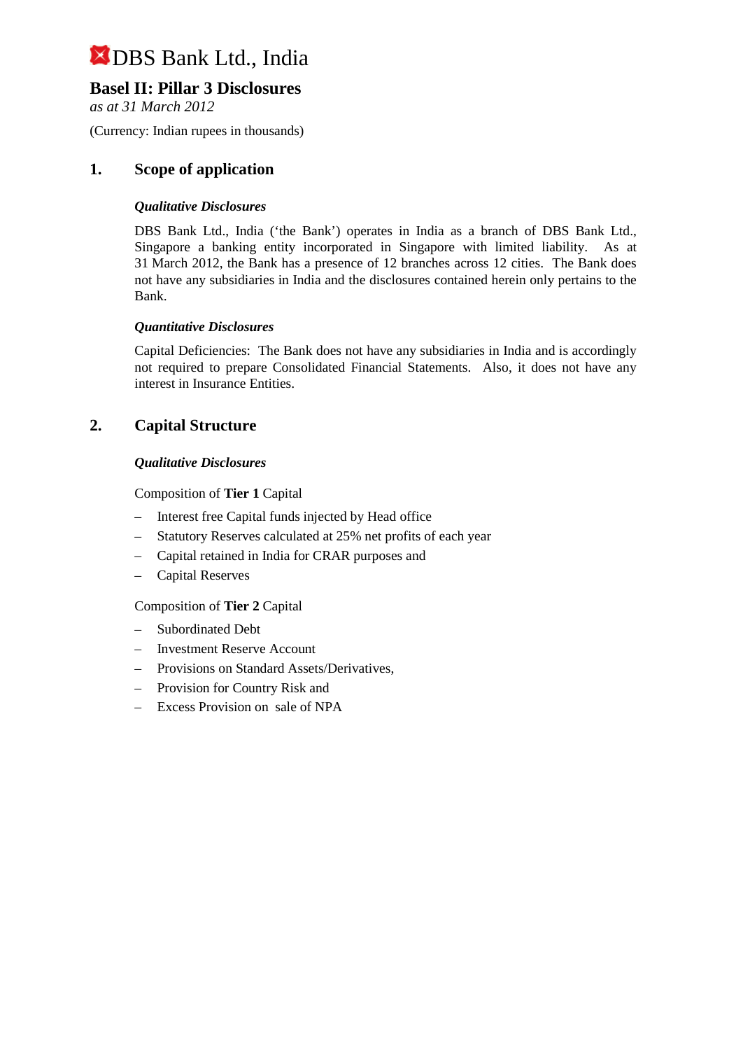# DBS Bank Ltd., India

## Basel II: Pillar 3 Disclosures

*as at 31 March 2012*

(Currency: Indian rupees in thousands)

## 1. Scope of application

***Qualitative Disclosures***

DBS Bank Ltd., India ('the Bank') operates in India as a branch of DBS Bank Ltd., Singapore a banking entity incorporated in Singapore with limited liability. As at 31 March 2012, the Bank has a presence of 12 branches across 12 cities. The Bank does not have any subsidiaries in India and the disclosures contained herein only pertains to the Bank.

***Quantitative Disclosures***

Capital Deficiencies: The Bank does not have any subsidiaries in India and is accordingly not required to prepare Consolidated Financial Statements. Also, it does not have any interest in Insurance Entities.

## 2. Capital Structure

***Qualitative Disclosures***

Composition of **Tier 1** Capital

- Interest free Capital funds injected by Head office
- Statutory Reserves calculated at 25% net profits of each year
- Capital retained in India for CRAR purposes and
- Capital Reserves

Composition of **Tier 2** Capital

- Subordinated Debt
- Investment Reserve Account
- Provisions on Standard Assets/Derivatives,
- Provision for Country Risk and
- Excess Provision on sale of NPA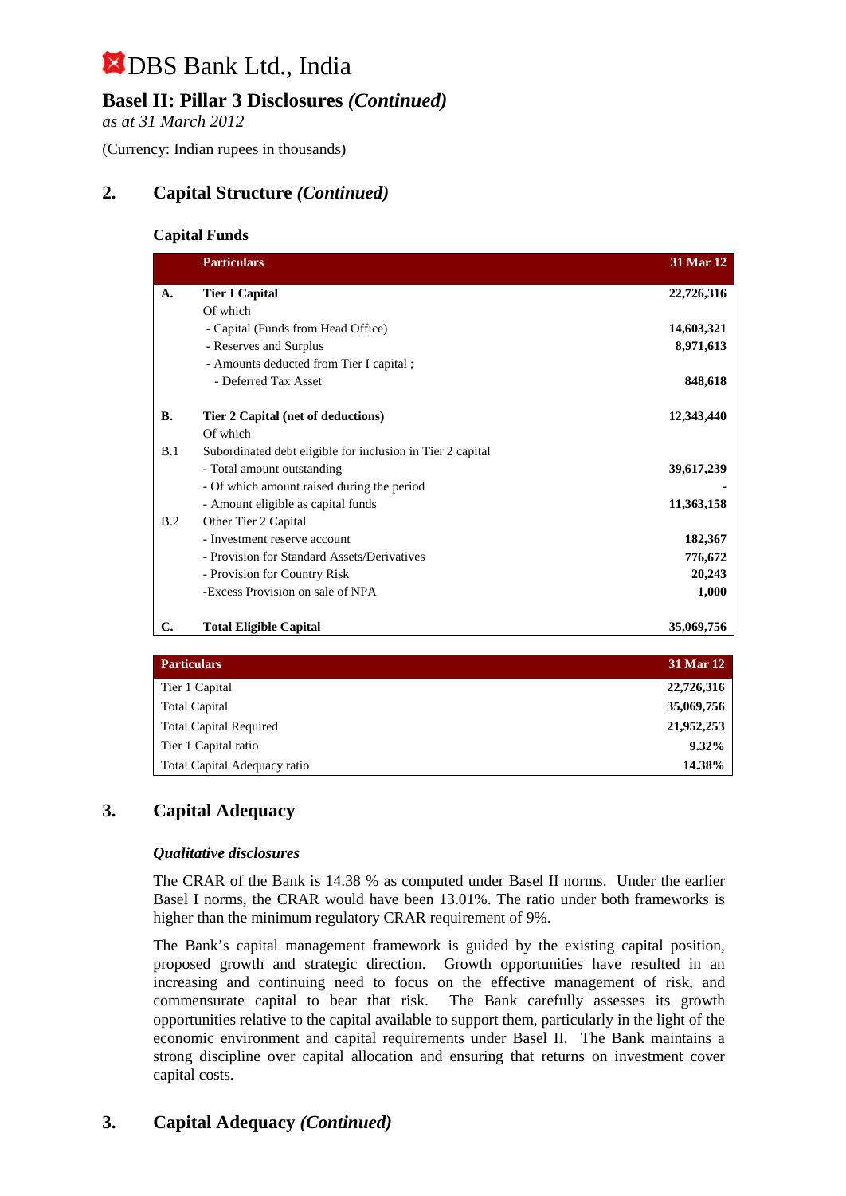# DBS Bank Ltd., India

## Basel II: Pillar 3 Disclosures *(Continued)*

*as at 31 March 2012*

(Currency: Indian rupees in thousands)

## 2. Capital Structure *(Continued)*

### Capital Funds

| | Particulars | 31 Mar 12 |
|---|---|---|
| **A.** | **Tier I Capital** | **22,726,316** |
| | Of which | |
| | - Capital (Funds from Head Office) | **14,603,321** |
| | - Reserves and Surplus | **8,971,613** |
| | - Amounts deducted from Tier I capital ; | |
| | - Deferred Tax Asset | **848,618** |
| **B.** | **Tier 2 Capital (net of deductions)** | **12,343,440** |
| | Of which | |
| B.1 | Subordinated debt eligible for inclusion in Tier 2 capital | |
| | - Total amount outstanding | **39,617,239** |
| | - Of which amount raised during the period | **-** |
| | - Amount eligible as capital funds | **11,363,158** |
| B.2 | Other Tier 2 Capital | |
| | - Investment reserve account | **182,367** |
| | - Provision for Standard Assets/Derivatives | **776,672** |
| | - Provision for Country Risk | **20,243** |
| | -Excess Provision on sale of NPA | **1,000** |
| **C.** | **Total Eligible Capital** | **35,069,756** |

| Particulars | 31 Mar 12 |
|---|---|
| Tier 1 Capital | **22,726,316** |
| Total Capital | **35,069,756** |
| Total Capital Required | **21,952,253** |
| Tier 1 Capital ratio | **9.32%** |
| Total Capital Adequacy ratio | **14.38%** |

## 3. Capital Adequacy

### *Qualitative disclosures*

The CRAR of the Bank is 14.38 % as computed under Basel II norms. Under the earlier Basel I norms, the CRAR would have been 13.01%. The ratio under both frameworks is higher than the minimum regulatory CRAR requirement of 9%.

The Bank's capital management framework is guided by the existing capital position, proposed growth and strategic direction. Growth opportunities have resulted in an increasing and continuing need to focus on the effective management of risk, and commensurate capital to bear that risk. The Bank carefully assesses its growth opportunities relative to the capital available to support them, particularly in the light of the economic environment and capital requirements under Basel II. The Bank maintains a strong discipline over capital allocation and ensuring that returns on investment cover capital costs.

## 3. Capital Adequacy *(Continued)*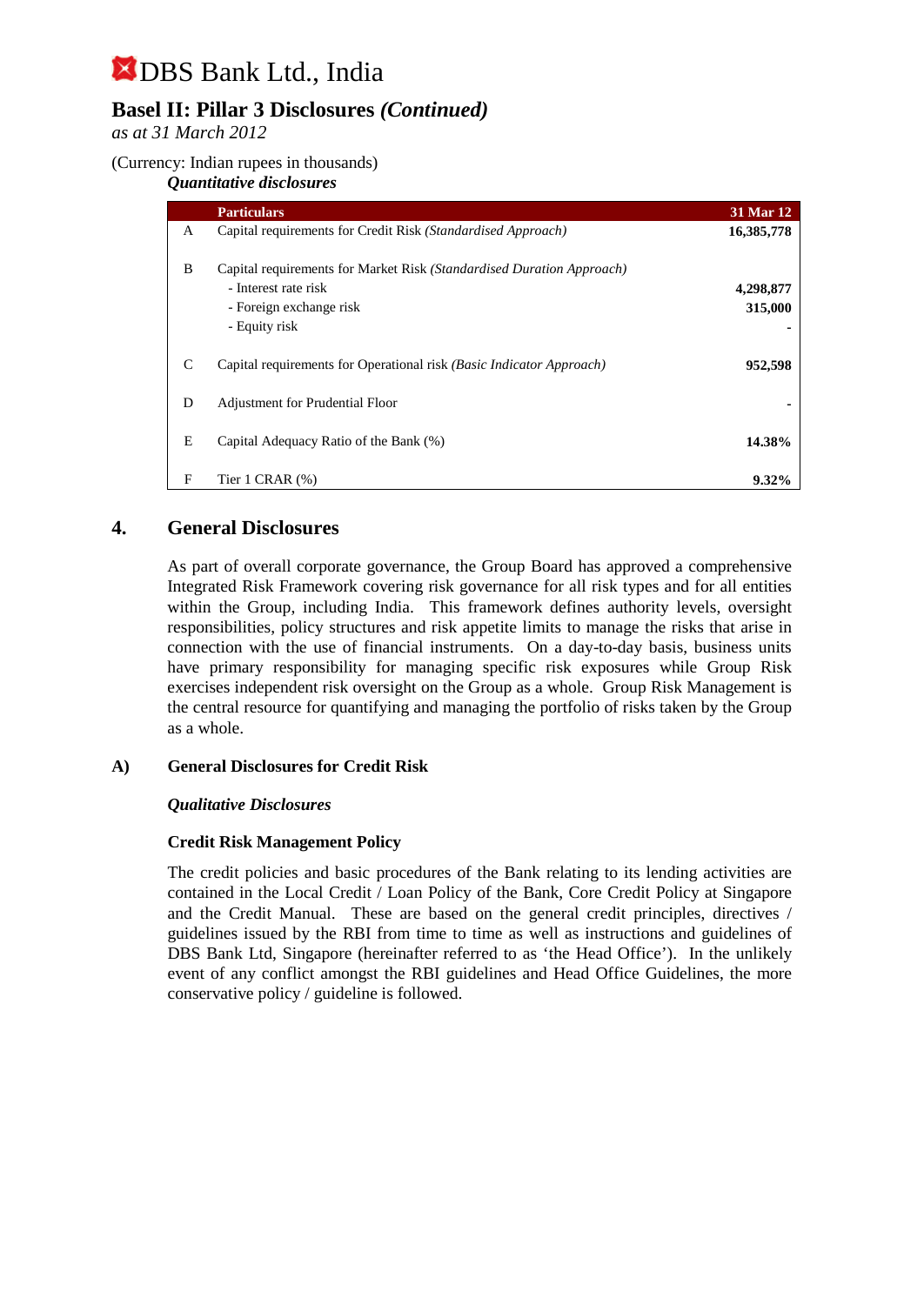# DBS Bank Ltd., India

## Basel II: Pillar 3 Disclosures *(Continued)*

*as at 31 March 2012*

(Currency: Indian rupees in thousands)

***Quantitative disclosures***

| | **Particulars** | **31 Mar 12** |
|---|---|---|
| A | Capital requirements for Credit Risk *(Standardised Approach)* | **16,385,778** |
| B | Capital requirements for Market Risk *(Standardised Duration Approach)* | |
| | - Interest rate risk | **4,298,877** |
| | - Foreign exchange risk | **315,000** |
| | - Equity risk | **-** |
| C | Capital requirements for Operational risk *(Basic Indicator Approach)* | **952,598** |
| D | Adjustment for Prudential Floor | **-** |
| E | Capital Adequacy Ratio of the Bank (%) | **14.38%** |
| F | Tier 1 CRAR (%) | **9.32%** |

## 4. General Disclosures

As part of overall corporate governance, the Group Board has approved a comprehensive Integrated Risk Framework covering risk governance for all risk types and for all entities within the Group, including India. This framework defines authority levels, oversight responsibilities, policy structures and risk appetite limits to manage the risks that arise in connection with the use of financial instruments. On a day-to-day basis, business units have primary responsibility for managing specific risk exposures while Group Risk exercises independent risk oversight on the Group as a whole. Group Risk Management is the central resource for quantifying and managing the portfolio of risks taken by the Group as a whole.

### A) General Disclosures for Credit Risk

***Qualitative Disclosures***

**Credit Risk Management Policy**

The credit policies and basic procedures of the Bank relating to its lending activities are contained in the Local Credit / Loan Policy of the Bank, Core Credit Policy at Singapore and the Credit Manual. These are based on the general credit principles, directives / guidelines issued by the RBI from time to time as well as instructions and guidelines of DBS Bank Ltd, Singapore (hereinafter referred to as 'the Head Office'). In the unlikely event of any conflict amongst the RBI guidelines and Head Office Guidelines, the more conservative policy / guideline is followed.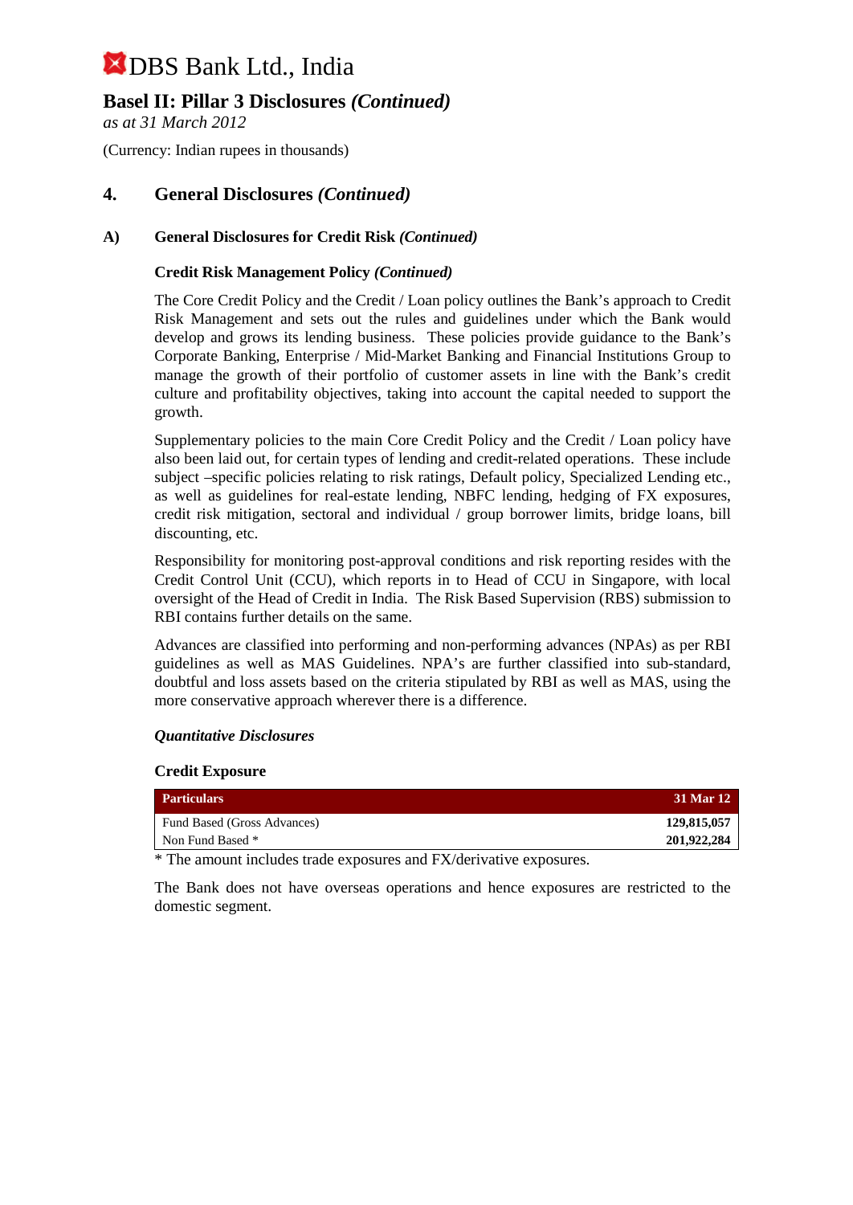# DBS Bank Ltd., India

## Basel II: Pillar 3 Disclosures *(Continued)*

*as at 31 March 2012*

(Currency: Indian rupees in thousands)

## 4. General Disclosures *(Continued)*

### A) General Disclosures for Credit Risk *(Continued)*

**Credit Risk Management Policy** ***(Continued)***

The Core Credit Policy and the Credit / Loan policy outlines the Bank's approach to Credit Risk Management and sets out the rules and guidelines under which the Bank would develop and grows its lending business. These policies provide guidance to the Bank's Corporate Banking, Enterprise / Mid-Market Banking and Financial Institutions Group to manage the growth of their portfolio of customer assets in line with the Bank's credit culture and profitability objectives, taking into account the capital needed to support the growth.

Supplementary policies to the main Core Credit Policy and the Credit / Loan policy have also been laid out, for certain types of lending and credit-related operations. These include subject –specific policies relating to risk ratings, Default policy, Specialized Lending etc., as well as guidelines for real-estate lending, NBFC lending, hedging of FX exposures, credit risk mitigation, sectoral and individual / group borrower limits, bridge loans, bill discounting, etc.

Responsibility for monitoring post-approval conditions and risk reporting resides with the Credit Control Unit (CCU), which reports in to Head of CCU in Singapore, with local oversight of the Head of Credit in India. The Risk Based Supervision (RBS) submission to RBI contains further details on the same.

Advances are classified into performing and non-performing advances (NPAs) as per RBI guidelines as well as MAS Guidelines. NPA's are further classified into sub-standard, doubtful and loss assets based on the criteria stipulated by RBI as well as MAS, using the more conservative approach wherever there is a difference.

***Quantitative Disclosures***

**Credit Exposure**

| Particulars | 31 Mar 12 |
|---|---|
| Fund Based (Gross Advances) | **129,815,057** |
| Non Fund Based * | **201,922,284** |

* The amount includes trade exposures and FX/derivative exposures.

The Bank does not have overseas operations and hence exposures are restricted to the domestic segment.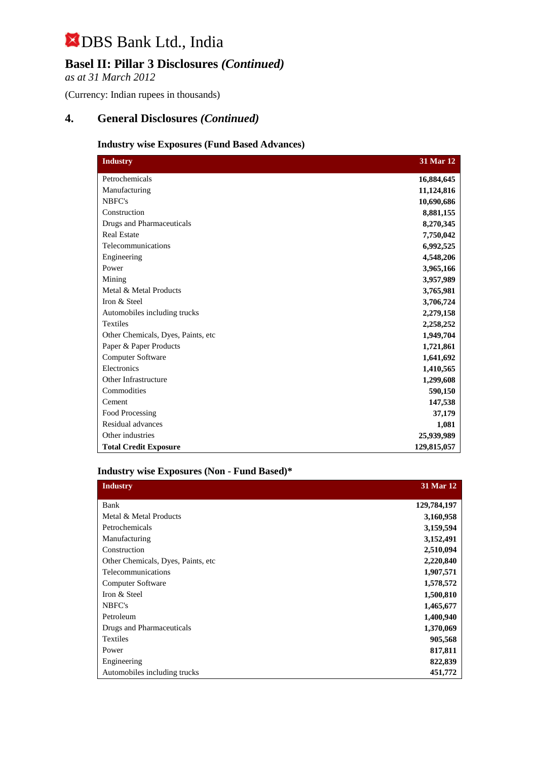# DBS Bank Ltd., India

## Basel II: Pillar 3 Disclosures *(Continued)*

*as at 31 March 2012*

(Currency: Indian rupees in thousands)

## 4. General Disclosures *(Continued)*

### Industry wise Exposures (Fund Based Advances)

| Industry | 31 Mar 12 |
|---|---|
| Petrochemicals | **16,884,645** |
| Manufacturing | **11,124,816** |
| NBFC's | **10,690,686** |
| Construction | **8,881,155** |
| Drugs and Pharmaceuticals | **8,270,345** |
| Real Estate | **7,750,042** |
| Telecommunications | **6,992,525** |
| Engineering | **4,548,206** |
| Power | **3,965,166** |
| Mining | **3,957,989** |
| Metal & Metal Products | **3,765,981** |
| Iron & Steel | **3,706,724** |
| Automobiles including trucks | **2,279,158** |
| Textiles | **2,258,252** |
| Other Chemicals, Dyes, Paints, etc | **1,949,704** |
| Paper & Paper Products | **1,721,861** |
| Computer Software | **1,641,692** |
| Electronics | **1,410,565** |
| Other Infrastructure | **1,299,608** |
| Commodities | **590,150** |
| Cement | **147,538** |
| Food Processing | **37,179** |
| Residual advances | **1,081** |
| Other industries | **25,939,989** |
| **Total Credit Exposure** | **129,815,057** |

### Industry wise Exposures (Non - Fund Based)*

| Industry | 31 Mar 12 |
|---|---|
| Bank | **129,784,197** |
| Metal & Metal Products | **3,160,958** |
| Petrochemicals | **3,159,594** |
| Manufacturing | **3,152,491** |
| Construction | **2,510,094** |
| Other Chemicals, Dyes, Paints, etc | **2,220,840** |
| Telecommunications | **1,907,571** |
| Computer Software | **1,578,572** |
| Iron & Steel | **1,500,810** |
| NBFC's | **1,465,677** |
| Petroleum | **1,400,940** |
| Drugs and Pharmaceuticals | **1,370,069** |
| Textiles | **905,568** |
| Power | **817,811** |
| Engineering | **822,839** |
| Automobiles including trucks | **451,772** |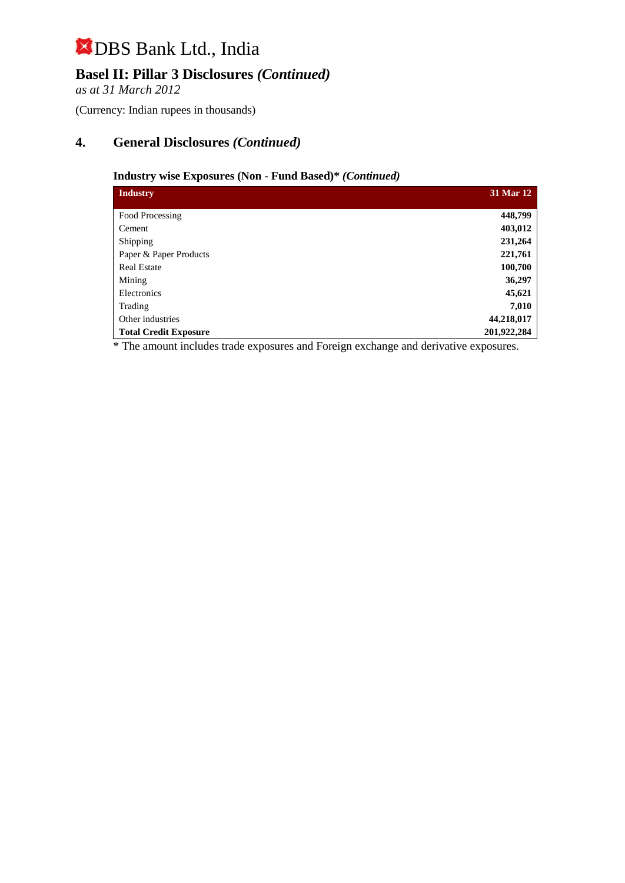# DBS Bank Ltd., India

## Basel II: Pillar 3 Disclosures *(Continued)*

*as at 31 March 2012*

(Currency: Indian rupees in thousands)

## 4. General Disclosures *(Continued)*

### Industry wise Exposures (Non - Fund Based)* *(Continued)*

| Industry | 31 Mar 12 |
|---|---|
| Food Processing | **448,799** |
| Cement | **403,012** |
| Shipping | **231,264** |
| Paper & Paper Products | **221,761** |
| Real Estate | **100,700** |
| Mining | **36,297** |
| Electronics | **45,621** |
| Trading | **7,010** |
| Other industries | **44,218,017** |
| **Total Credit Exposure** | **201,922,284** |

* The amount includes trade exposures and Foreign exchange and derivative exposures.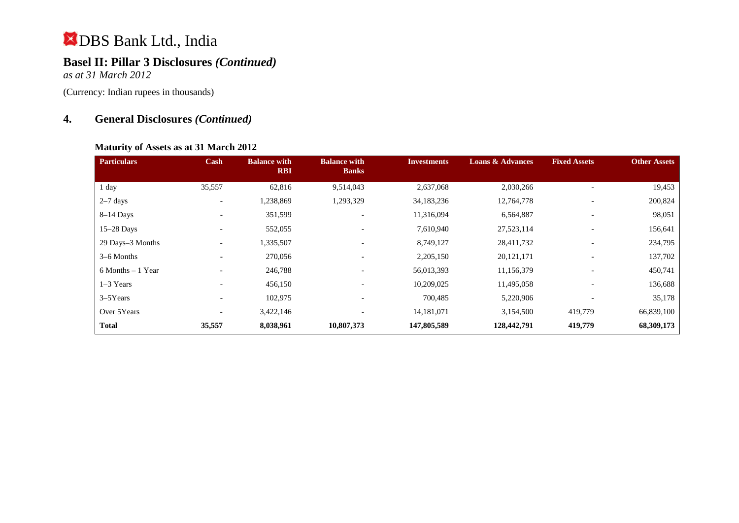# DBS Bank Ltd., India

## Basel II: Pillar 3 Disclosures *(Continued)*

*as at 31 March 2012*

(Currency: Indian rupees in thousands)

## 4. General Disclosures *(Continued)*

### Maturity of Assets as at 31 March 2012

| Particulars | Cash | Balance with RBI | Balance with Banks | Investments | Loans & Advances | Fixed Assets | Other Assets |
|---|---|---|---|---|---|---|---|
| 1 day | 35,557 | 62,816 | 9,514,043 | 2,637,068 | 2,030,266 | - | 19,453 |
| 2–7 days | - | 1,238,869 | 1,293,329 | 34,183,236 | 12,764,778 | - | 200,824 |
| 8–14 Days | - | 351,599 | - | 11,316,094 | 6,564,887 | - | 98,051 |
| 15–28 Days | - | 552,055 | - | 7,610,940 | 27,523,114 | - | 156,641 |
| 29 Days–3 Months | - | 1,335,507 | - | 8,749,127 | 28,411,732 | - | 234,795 |
| 3–6 Months | - | 270,056 | - | 2,205,150 | 20,121,171 | - | 137,702 |
| 6 Months – 1 Year | - | 246,788 | - | 56,013,393 | 11,156,379 | - | 450,741 |
| 1–3 Years | - | 456,150 | - | 10,209,025 | 11,495,058 | - | 136,688 |
| 3–5Years | - | 102,975 | - | 700,485 | 5,220,906 | - | 35,178 |
| Over 5Years | - | 3,422,146 | - | 14,181,071 | 3,154,500 | 419,779 | 66,839,100 |
| **Total** | **35,557** | **8,038,961** | **10,807,373** | **147,805,589** | **128,442,791** | **419,779** | **68,309,173** |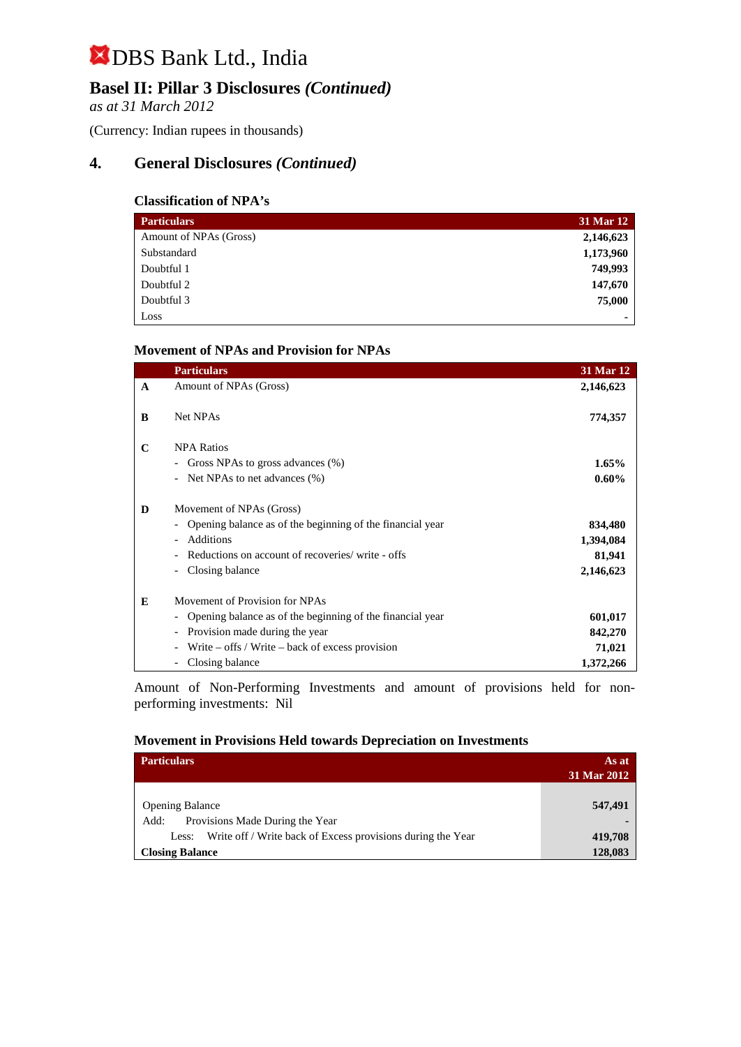# DBS Bank Ltd., India

## Basel II: Pillar 3 Disclosures *(Continued)*

*as at 31 March 2012*

(Currency: Indian rupees in thousands)

## 4. General Disclosures *(Continued)*

### Classification of NPA's

| Particulars | 31 Mar 12 |
|---|---|
| Amount of NPAs (Gross) | **2,146,623** |
| Substandard | **1,173,960** |
| Doubtful 1 | **749,993** |
| Doubtful 2 | **147,670** |
| Doubtful 3 | **75,000** |
| Loss | **-** |

### Movement of NPAs and Provision for NPAs

| | Particulars | 31 Mar 12 |
|---|---|---|
| **A** | Amount of NPAs (Gross) | **2,146,623** |
| **B** | Net NPAs | **774,357** |
| **C** | NPA Ratios | |
| | - Gross NPAs to gross advances (%) | **1.65%** |
| | - Net NPAs to net advances (%) | **0.60%** |
| **D** | Movement of NPAs (Gross) | |
| | - Opening balance as of the beginning of the financial year | **834,480** |
| | - Additions | **1,394,084** |
| | - Reductions on account of recoveries/ write - offs | **81,941** |
| | - Closing balance | **2,146,623** |
| **E** | Movement of Provision for NPAs | |
| | - Opening balance as of the beginning of the financial year | **601,017** |
| | - Provision made during the year | **842,270** |
| | - Write – offs / Write – back of excess provision | **71,021** |
| | - Closing balance | **1,372,266** |

Amount of Non-Performing Investments and amount of provisions held for non-performing investments: Nil

### Movement in Provisions Held towards Depreciation on Investments

| Particulars | As at 31 Mar 2012 |
|---|---|
| Opening Balance | **547,491** |
| Add: Provisions Made During the Year | **-** |
| Less: Write off / Write back of Excess provisions during the Year | **419,708** |
| **Closing Balance** | **128,083** |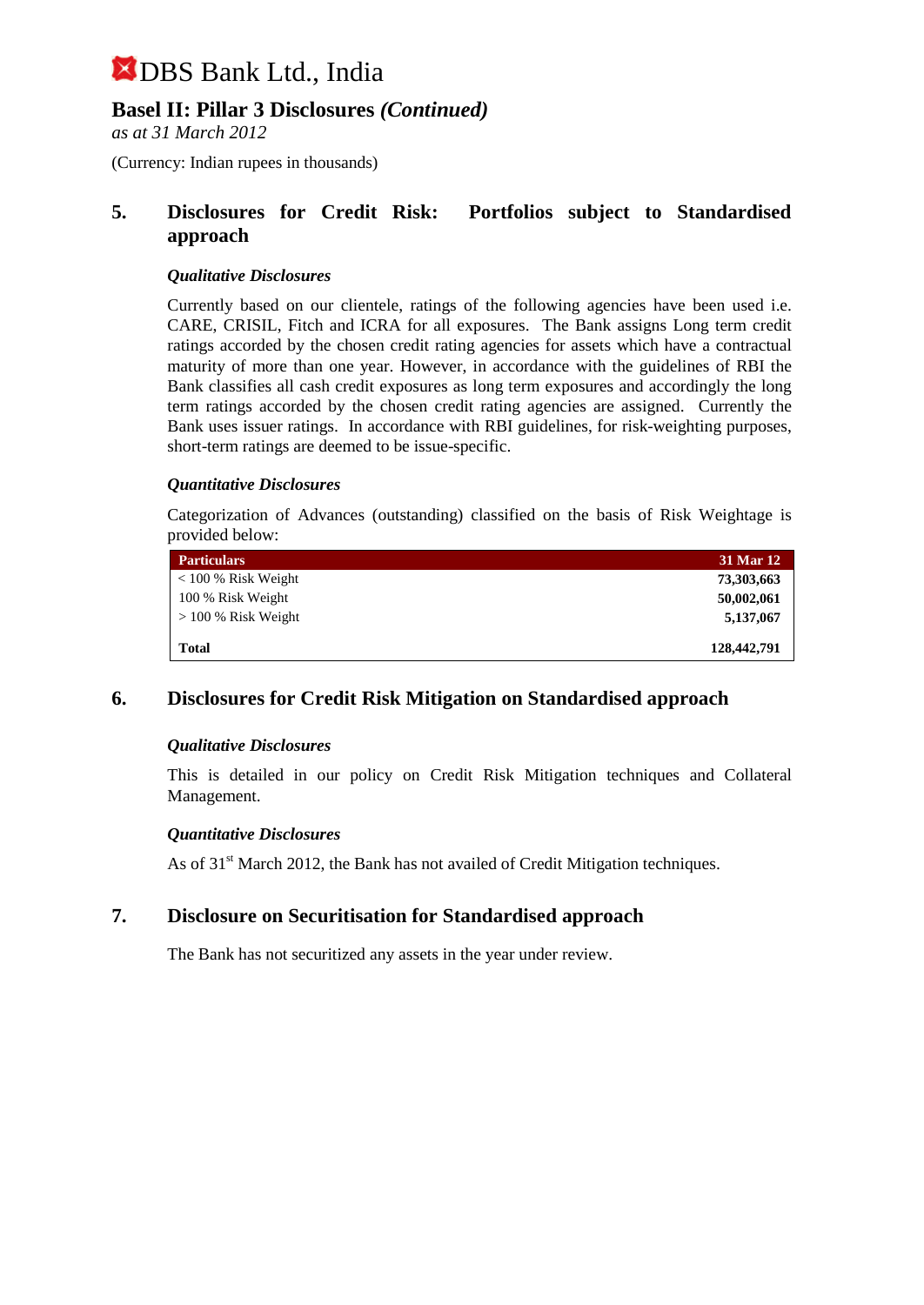# DBS Bank Ltd., India

## Basel II: Pillar 3 Disclosures *(Continued)*

*as at 31 March 2012*

(Currency: Indian rupees in thousands)

## 5. Disclosures for Credit Risk: Portfolios subject to Standardised approach

### *Qualitative Disclosures*

Currently based on our clientele, ratings of the following agencies have been used i.e. CARE, CRISIL, Fitch and ICRA for all exposures. The Bank assigns Long term credit ratings accorded by the chosen credit rating agencies for assets which have a contractual maturity of more than one year. However, in accordance with the guidelines of RBI the Bank classifies all cash credit exposures as long term exposures and accordingly the long term ratings accorded by the chosen credit rating agencies are assigned. Currently the Bank uses issuer ratings. In accordance with RBI guidelines, for risk-weighting purposes, short-term ratings are deemed to be issue-specific.

### *Quantitative Disclosures*

Categorization of Advances (outstanding) classified on the basis of Risk Weightage is provided below:

| Particulars | 31 Mar 12 |
|---|---|
| < 100 % Risk Weight | **73,303,663** |
| 100 % Risk Weight | **50,002,061** |
| > 100 % Risk Weight | **5,137,067** |
| **Total** | **128,442,791** |

## 6. Disclosures for Credit Risk Mitigation on Standardised approach

### *Qualitative Disclosures*

This is detailed in our policy on Credit Risk Mitigation techniques and Collateral Management.

### *Quantitative Disclosures*

As of 31st March 2012, the Bank has not availed of Credit Mitigation techniques.

## 7. Disclosure on Securitisation for Standardised approach

The Bank has not securitized any assets in the year under review.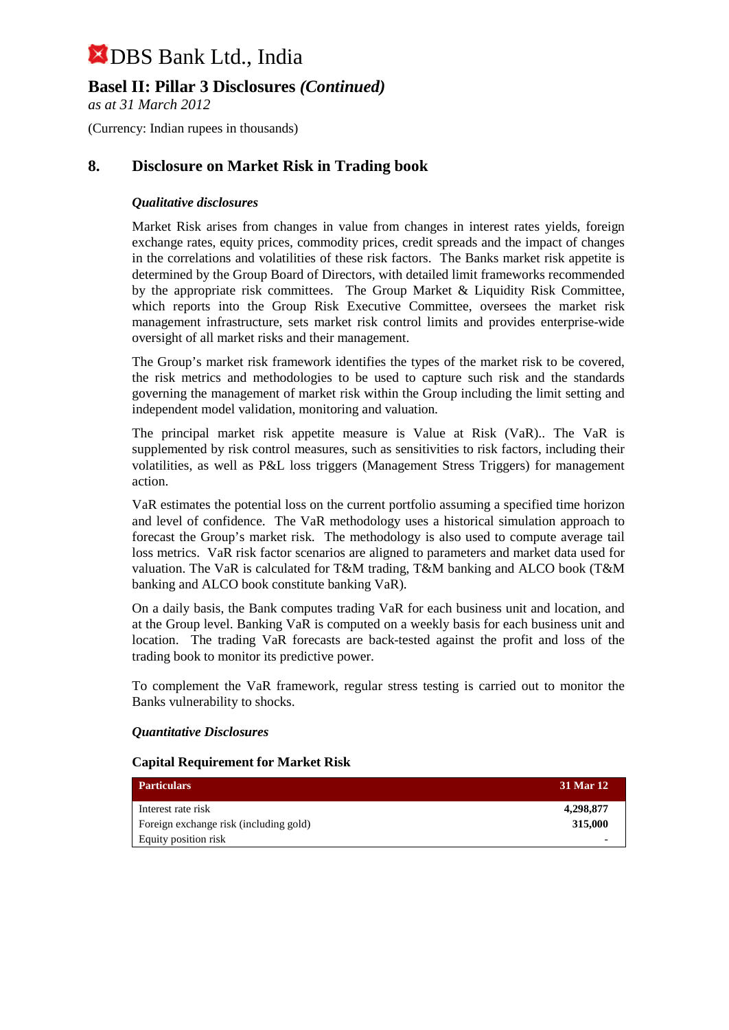# DBS Bank Ltd., India

## Basel II: Pillar 3 Disclosures *(Continued)*

*as at 31 March 2012*

(Currency: Indian rupees in thousands)

## 8. Disclosure on Market Risk in Trading book

***Qualitative disclosures***

Market Risk arises from changes in value from changes in interest rates yields, foreign exchange rates, equity prices, commodity prices, credit spreads and the impact of changes in the correlations and volatilities of these risk factors. The Banks market risk appetite is determined by the Group Board of Directors, with detailed limit frameworks recommended by the appropriate risk committees. The Group Market & Liquidity Risk Committee, which reports into the Group Risk Executive Committee, oversees the market risk management infrastructure, sets market risk control limits and provides enterprise-wide oversight of all market risks and their management.

The Group's market risk framework identifies the types of the market risk to be covered, the risk metrics and methodologies to be used to capture such risk and the standards governing the management of market risk within the Group including the limit setting and independent model validation, monitoring and valuation.

The principal market risk appetite measure is Value at Risk (VaR).. The VaR is supplemented by risk control measures, such as sensitivities to risk factors, including their volatilities, as well as P&L loss triggers (Management Stress Triggers) for management action.

VaR estimates the potential loss on the current portfolio assuming a specified time horizon and level of confidence. The VaR methodology uses a historical simulation approach to forecast the Group's market risk. The methodology is also used to compute average tail loss metrics. VaR risk factor scenarios are aligned to parameters and market data used for valuation. The VaR is calculated for T&M trading, T&M banking and ALCO book (T&M banking and ALCO book constitute banking VaR).

On a daily basis, the Bank computes trading VaR for each business unit and location, and at the Group level. Banking VaR is computed on a weekly basis for each business unit and location. The trading VaR forecasts are back-tested against the profit and loss of the trading book to monitor its predictive power.

To complement the VaR framework, regular stress testing is carried out to monitor the Banks vulnerability to shocks.

***Quantitative Disclosures***

**Capital Requirement for Market Risk**

| Particulars | 31 Mar 12 |
|---|---|
| Interest rate risk | **4,298,877** |
| Foreign exchange risk (including gold) | **315,000** |
| Equity position risk | - |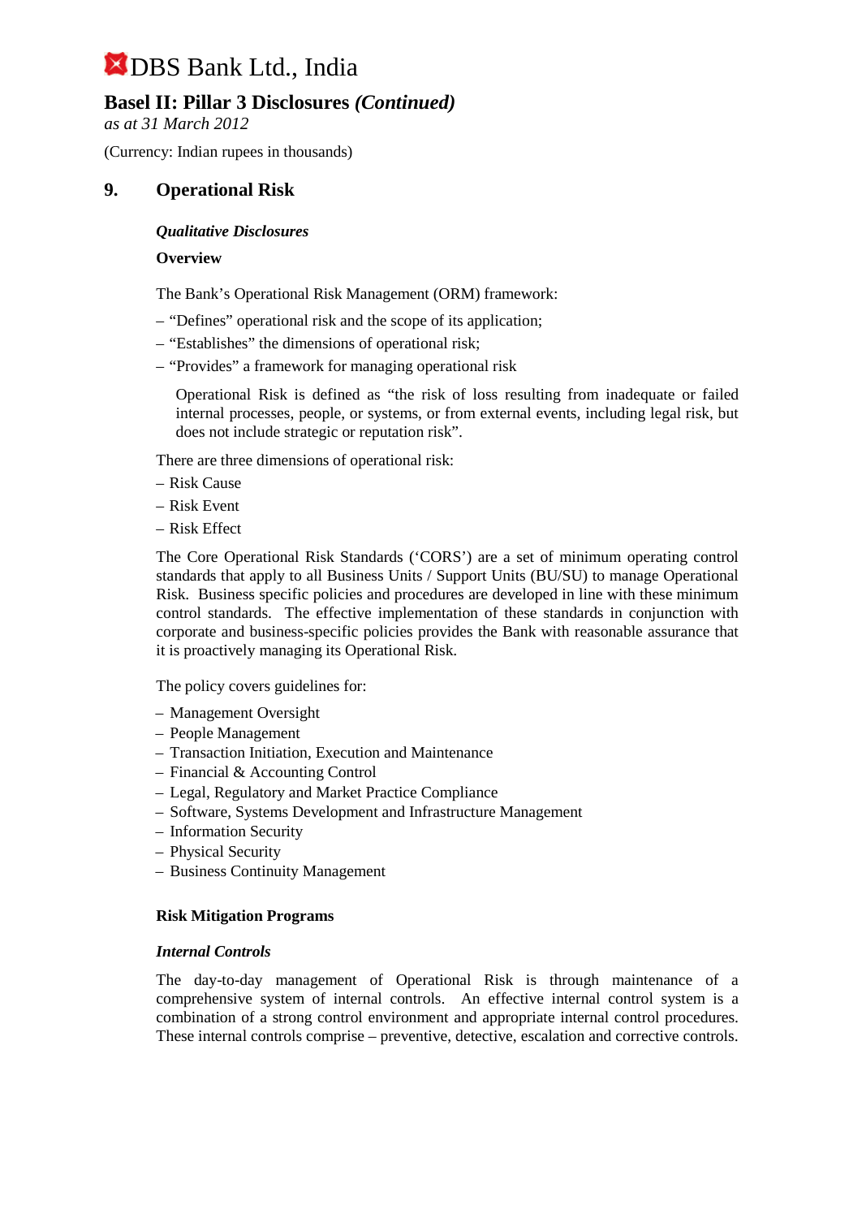# DBS Bank Ltd., India

## Basel II: Pillar 3 Disclosures *(Continued)*

*as at 31 March 2012*

(Currency: Indian rupees in thousands)

## 9. Operational Risk

***Qualitative Disclosures***

**Overview**

The Bank's Operational Risk Management (ORM) framework:

– "Defines" operational risk and the scope of its application;
– "Establishes" the dimensions of operational risk;
– "Provides" a framework for managing operational risk

Operational Risk is defined as "the risk of loss resulting from inadequate or failed internal processes, people, or systems, or from external events, including legal risk, but does not include strategic or reputation risk".

There are three dimensions of operational risk:

– Risk Cause
– Risk Event
– Risk Effect

The Core Operational Risk Standards ('CORS') are a set of minimum operating control standards that apply to all Business Units / Support Units (BU/SU) to manage Operational Risk. Business specific policies and procedures are developed in line with these minimum control standards. The effective implementation of these standards in conjunction with corporate and business-specific policies provides the Bank with reasonable assurance that it is proactively managing its Operational Risk.

The policy covers guidelines for:

– Management Oversight
– People Management
– Transaction Initiation, Execution and Maintenance
– Financial & Accounting Control
– Legal, Regulatory and Market Practice Compliance
– Software, Systems Development and Infrastructure Management
– Information Security
– Physical Security
– Business Continuity Management

**Risk Mitigation Programs**

***Internal Controls***

The day-to-day management of Operational Risk is through maintenance of a comprehensive system of internal controls. An effective internal control system is a combination of a strong control environment and appropriate internal control procedures. These internal controls comprise – preventive, detective, escalation and corrective controls.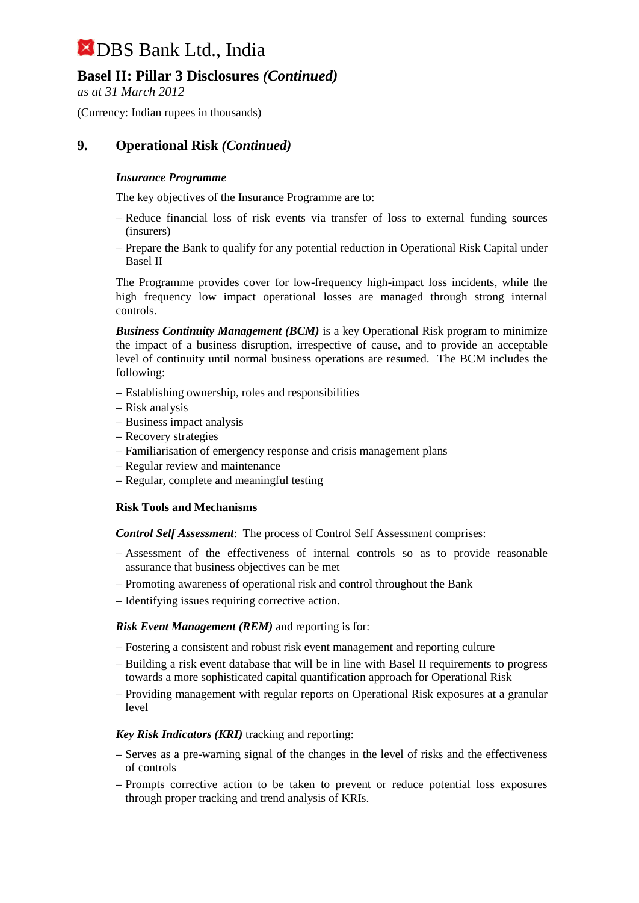# DBS Bank Ltd., India

## Basel II: Pillar 3 Disclosures *(Continued)*

*as at 31 March 2012*

(Currency: Indian rupees in thousands)

## 9. Operational Risk *(Continued)*

***Insurance Programme***

The key objectives of the Insurance Programme are to:

- Reduce financial loss of risk events via transfer of loss to external funding sources (insurers)
- Prepare the Bank to qualify for any potential reduction in Operational Risk Capital under Basel II

The Programme provides cover for low-frequency high-impact loss incidents, while the high frequency low impact operational losses are managed through strong internal controls.

***Business Continuity Management (BCM)*** is a key Operational Risk program to minimize the impact of a business disruption, irrespective of cause, and to provide an acceptable level of continuity until normal business operations are resumed. The BCM includes the following:

- Establishing ownership, roles and responsibilities
- Risk analysis
- Business impact analysis
- Recovery strategies
- Familiarisation of emergency response and crisis management plans
- Regular review and maintenance
- Regular, complete and meaningful testing

**Risk Tools and Mechanisms**

***Control Self Assessment***: The process of Control Self Assessment comprises:

- Assessment of the effectiveness of internal controls so as to provide reasonable assurance that business objectives can be met
- Promoting awareness of operational risk and control throughout the Bank
- Identifying issues requiring corrective action.

***Risk Event Management (REM)*** and reporting is for:

- Fostering a consistent and robust risk event management and reporting culture
- Building a risk event database that will be in line with Basel II requirements to progress towards a more sophisticated capital quantification approach for Operational Risk
- Providing management with regular reports on Operational Risk exposures at a granular level

***Key Risk Indicators (KRI)*** tracking and reporting:

- Serves as a pre-warning signal of the changes in the level of risks and the effectiveness of controls
- Prompts corrective action to be taken to prevent or reduce potential loss exposures through proper tracking and trend analysis of KRIs.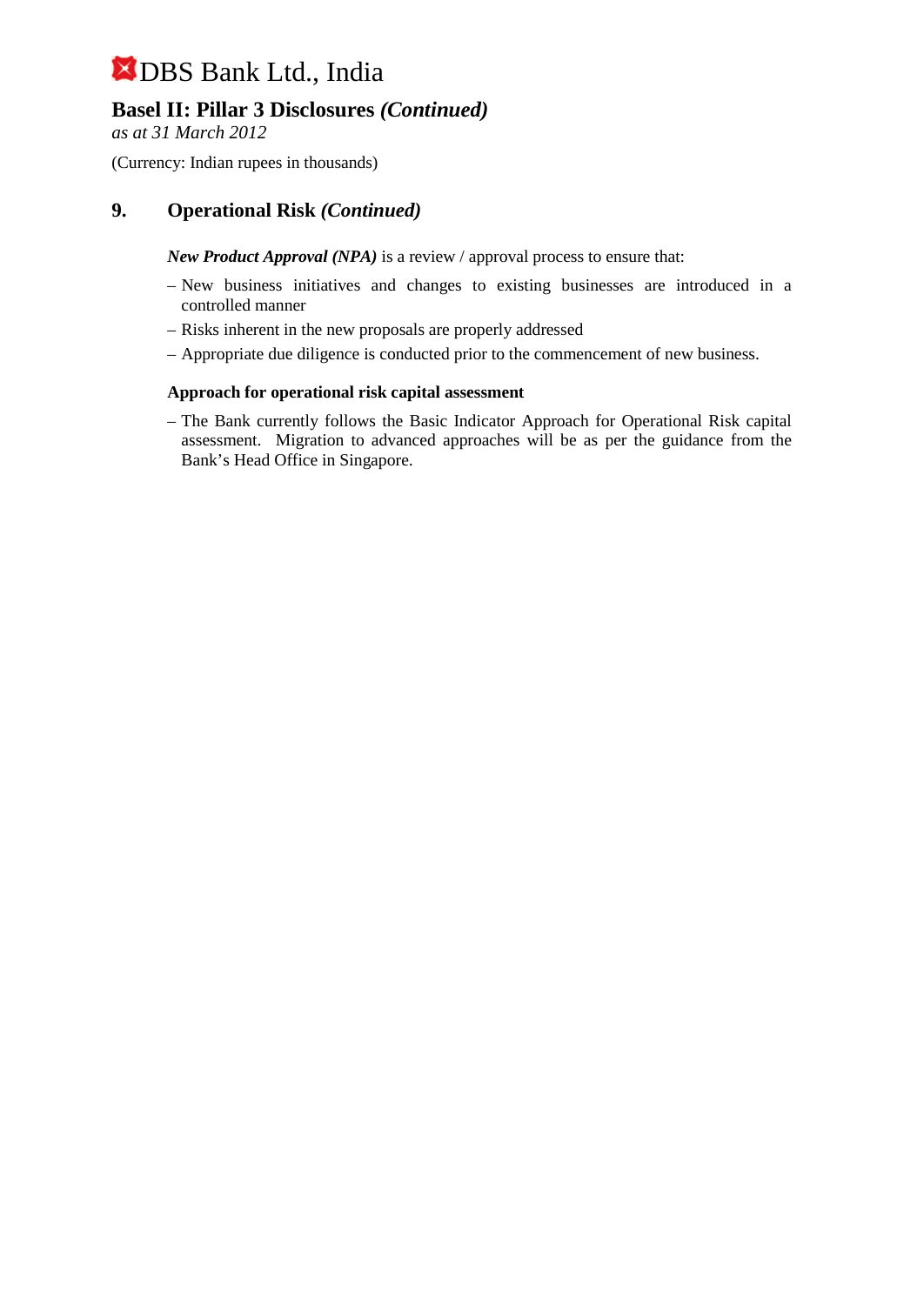## 9. Operational Risk *(Continued)*

***New Product Approval (NPA)*** is a review / approval process to ensure that:

- New business initiatives and changes to existing businesses are introduced in a controlled manner
- Risks inherent in the new proposals are properly addressed
- Appropriate due diligence is conducted prior to the commencement of new business.

**Approach for operational risk capital assessment**

- The Bank currently follows the Basic Indicator Approach for Operational Risk capital assessment. Migration to advanced approaches will be as per the guidance from the Bank's Head Office in Singapore.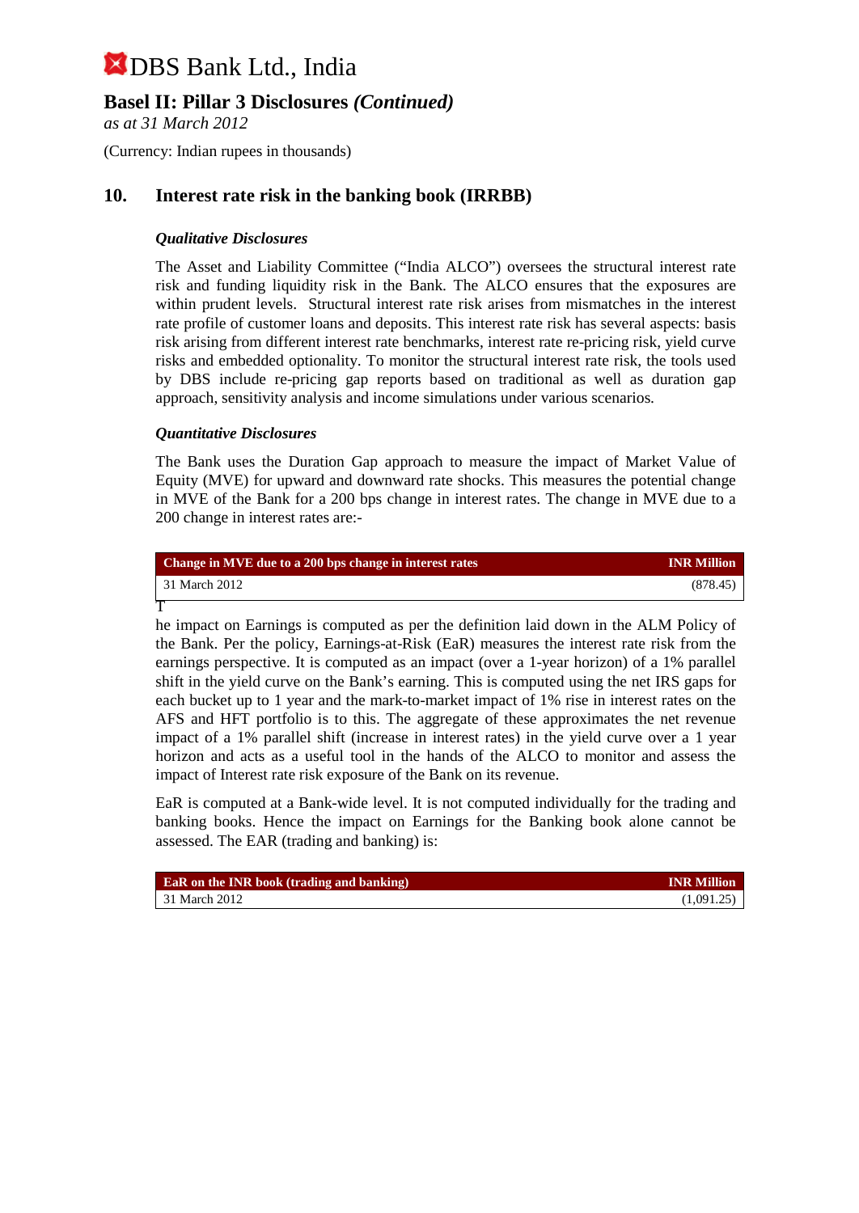# DBS Bank Ltd., India

## Basel II: Pillar 3 Disclosures *(Continued)*

*as at 31 March 2012*

(Currency: Indian rupees in thousands)

## 10. Interest rate risk in the banking book (IRRBB)

### *Qualitative Disclosures*

The Asset and Liability Committee ("India ALCO") oversees the structural interest rate risk and funding liquidity risk in the Bank. The ALCO ensures that the exposures are within prudent levels. Structural interest rate risk arises from mismatches in the interest rate profile of customer loans and deposits. This interest rate risk has several aspects: basis risk arising from different interest rate benchmarks, interest rate re-pricing risk, yield curve risks and embedded optionality. To monitor the structural interest rate risk, the tools used by DBS include re-pricing gap reports based on traditional as well as duration gap approach, sensitivity analysis and income simulations under various scenarios.

### *Quantitative Disclosures*

The Bank uses the Duration Gap approach to measure the impact of Market Value of Equity (MVE) for upward and downward rate shocks. This measures the potential change in MVE of the Bank for a 200 bps change in interest rates. The change in MVE due to a 200 change in interest rates are:-

| Change in MVE due to a 200 bps change in interest rates | INR Million |
|---|---|
| 31 March 2012 | (878.45) |

T

he impact on Earnings is computed as per the definition laid down in the ALM Policy of the Bank. Per the policy, Earnings-at-Risk (EaR) measures the interest rate risk from the earnings perspective. It is computed as an impact (over a 1-year horizon) of a 1% parallel shift in the yield curve on the Bank's earning. This is computed using the net IRS gaps for each bucket up to 1 year and the mark-to-market impact of 1% rise in interest rates on the AFS and HFT portfolio is to this. The aggregate of these approximates the net revenue impact of a 1% parallel shift (increase in interest rates) in the yield curve over a 1 year horizon and acts as a useful tool in the hands of the ALCO to monitor and assess the impact of Interest rate risk exposure of the Bank on its revenue.

EaR is computed at a Bank-wide level. It is not computed individually for the trading and banking books. Hence the impact on Earnings for the Banking book alone cannot be assessed. The EAR (trading and banking) is:

| EaR on the INR book (trading and banking) | INR Million |
|---|---|
| 31 March 2012 | (1,091.25) |